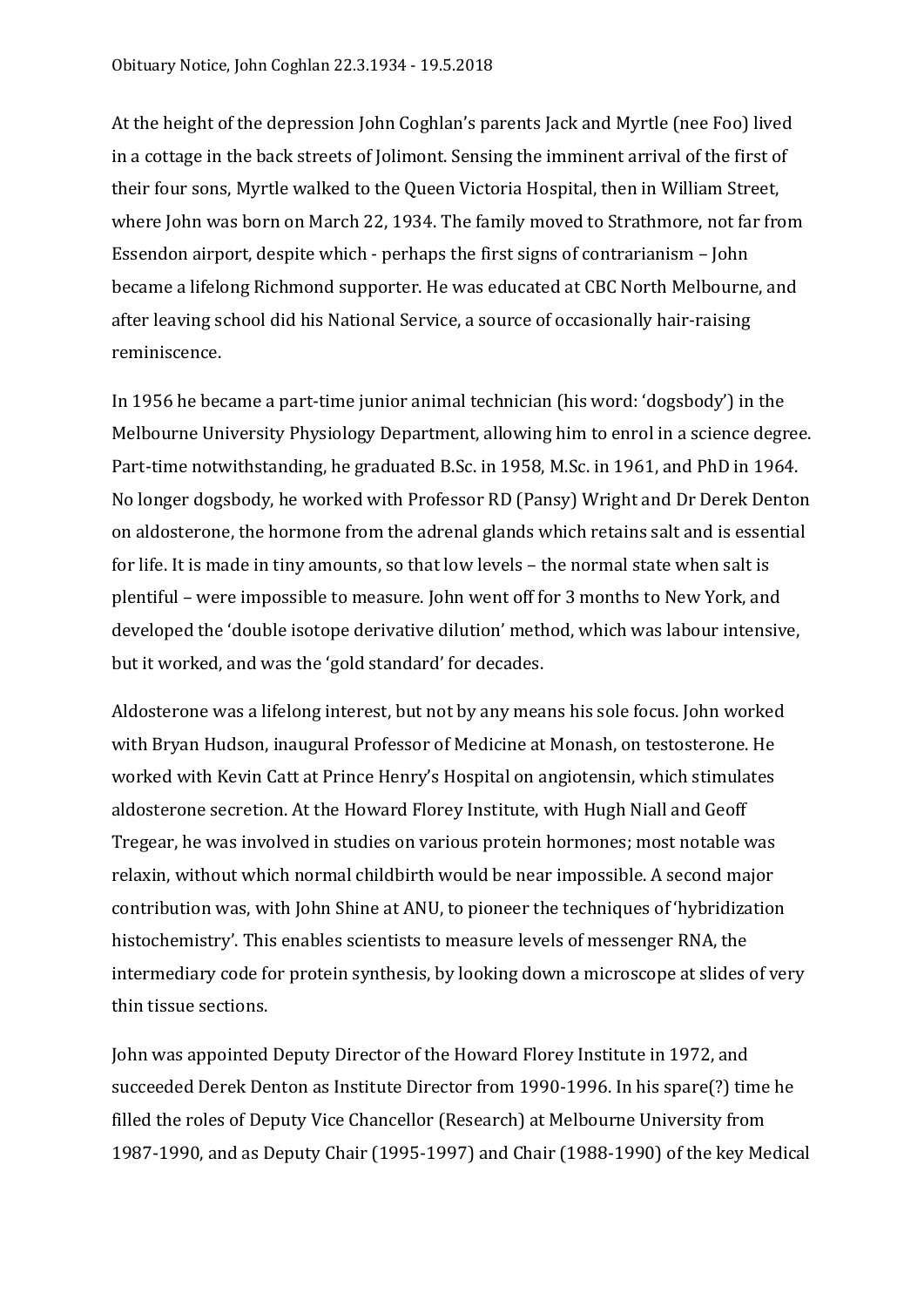Obituary Notice, John Coghlan 22.3.1934 - 19.5.2018

At the height of the depression John Coghlan's parents Jack and Myrtle (nee Foo) lived in a cottage in the back streets of Jolimont. Sensing the imminent arrival of the first of their four sons, Myrtle walked to the Queen Victoria Hospital, then in William Street, where John was born on March 22, 1934. The family moved to Strathmore, not far from Essendon airport, despite which - perhaps the first signs of contrarianism – John became a lifelong Richmond supporter. He was educated at CBC North Melbourne, and after leaving school did his National Service, a source of occasionally hair-raising reminiscence.

In 1956 he became a part-time junior animal technician (his word: 'dogsbody') in the Melbourne University Physiology Department, allowing him to enrol in a science degree. Part-time notwithstanding, he graduated B.Sc. in 1958, M.Sc. in 1961, and PhD in 1964. No longer dogsbody, he worked with Professor RD (Pansy) Wright and Dr Derek Denton on aldosterone, the hormone from the adrenal glands which retains salt and is essential for life. It is made in tiny amounts, so that low levels – the normal state when salt is plentiful – were impossible to measure. John went off for 3 months to New York, and developed the 'double isotope derivative dilution' method, which was labour intensive, but it worked, and was the 'gold standard' for decades.

Aldosterone was a lifelong interest, but not by any means his sole focus. John worked with Bryan Hudson, inaugural Professor of Medicine at Monash, on testosterone. He worked with Kevin Catt at Prince Henry's Hospital on angiotensin, which stimulates aldosterone secretion. At the Howard Florey Institute, with Hugh Niall and Geoff Tregear, he was involved in studies on various protein hormones; most notable was relaxin, without which normal childbirth would be near impossible. A second major contribution was, with John Shine at ANU, to pioneer the techniques of 'hybridization histochemistry'. This enables scientists to measure levels of messenger RNA, the intermediary code for protein synthesis, by looking down a microscope at slides of very thin tissue sections.

John was appointed Deputy Director of the Howard Florey Institute in 1972, and succeeded Derek Denton as Institute Director from 1990-1996. In his spare(?) time he filled the roles of Deputy Vice Chancellor (Research) at Melbourne University from 1987-1990, and as Deputy Chair (1995-1997) and Chair (1988-1990) of the key Medical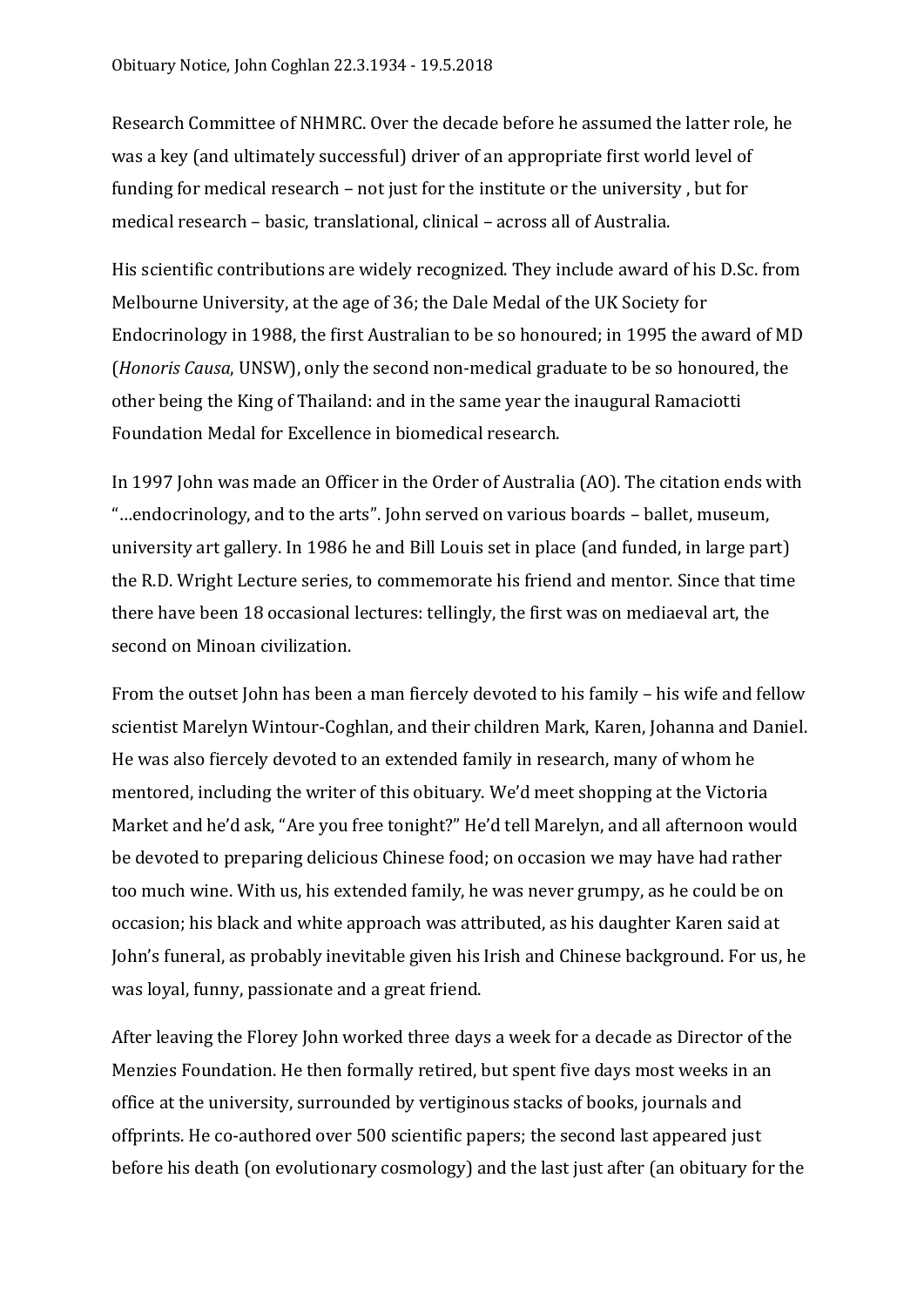Research Committee of NHMRC. Over the decade before he assumed the latter role, he was a key (and ultimately successful) driver of an appropriate first world level of funding for medical research – not just for the institute or the university , but for medical research – basic, translational, clinical – across all of Australia.

His scientific contributions are widely recognized. They include award of his D.Sc. from Melbourne University, at the age of 36; the Dale Medal of the UK Society for Endocrinology in 1988, the first Australian to be so honoured; in 1995 the award of MD (*Honoris Causa*, UNSW), only the second non-medical graduate to be so honoured, the other being the King of Thailand: and in the same year the inaugural Ramaciotti Foundation Medal for Excellence in biomedical research.

In 1997 John was made an Officer in the Order of Australia (AO). The citation ends with "…endocrinology, and to the arts". John served on various boards – ballet, museum, university art gallery. In 1986 he and Bill Louis set in place (and funded, in large part) the R.D. Wright Lecture series, to commemorate his friend and mentor. Since that time there have been 18 occasional lectures: tellingly, the first was on mediaeval art, the second on Minoan civilization.

From the outset John has been a man fiercely devoted to his family – his wife and fellow scientist Marelyn Wintour-Coghlan, and their children Mark, Karen, Johanna and Daniel. He was also fiercely devoted to an extended family in research, many of whom he mentored, including the writer of this obituary. We'd meet shopping at the Victoria Market and he'd ask, "Are you free tonight?" He'd tell Marelyn, and all afternoon would be devoted to preparing delicious Chinese food; on occasion we may have had rather too much wine. With us, his extended family, he was never grumpy, as he could be on occasion; his black and white approach was attributed, as his daughter Karen said at John's funeral, as probably inevitable given his Irish and Chinese background. For us, he was loyal, funny, passionate and a great friend.

After leaving the Florey John worked three days a week for a decade as Director of the Menzies Foundation. He then formally retired, but spent five days most weeks in an office at the university, surrounded by vertiginous stacks of books, journals and offprints. He co-authored over 500 scientific papers; the second last appeared just before his death (on evolutionary cosmology) and the last just after (an obituary for the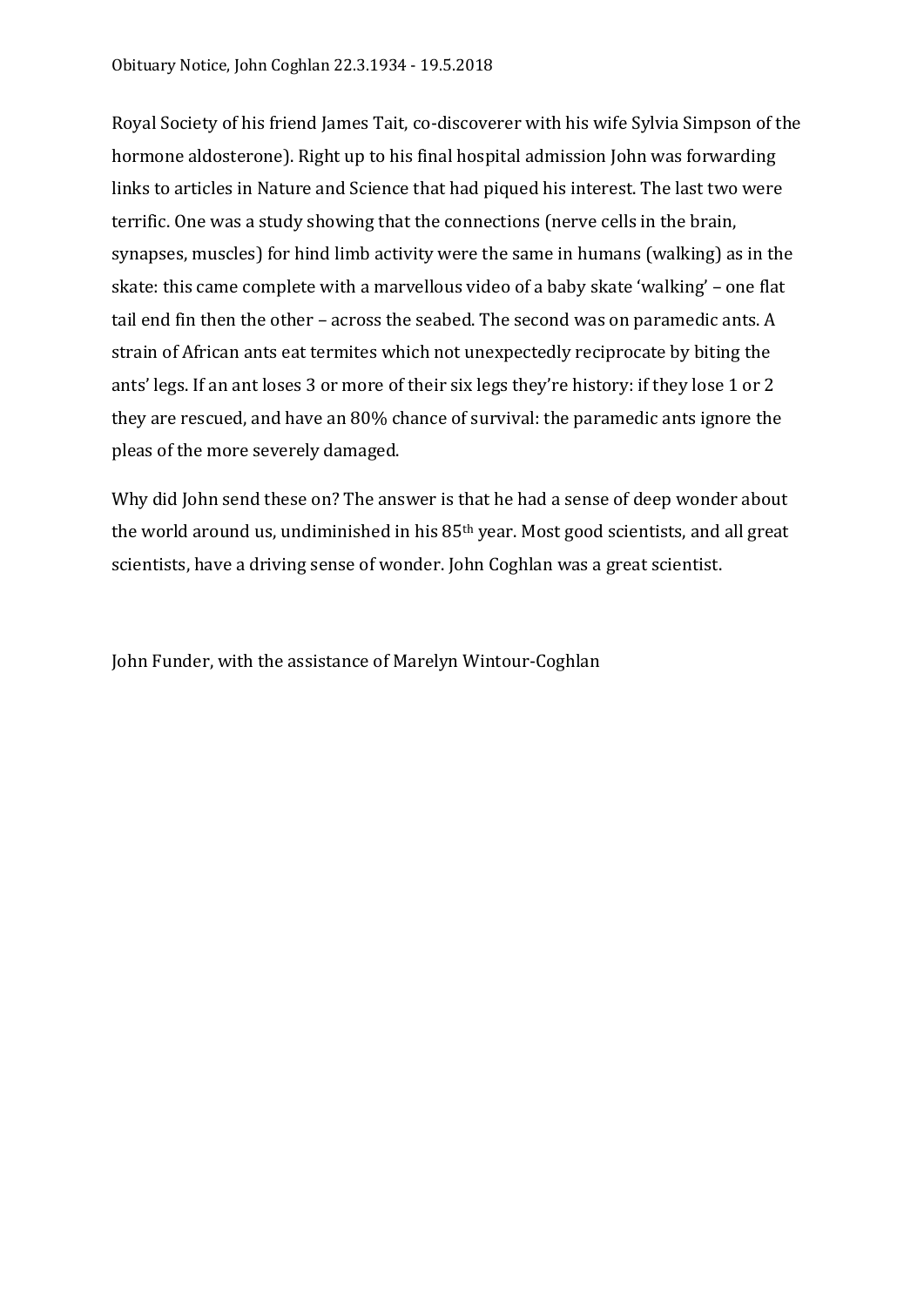Royal Society of his friend James Tait, co-discoverer with his wife Sylvia Simpson of the hormone aldosterone). Right up to his final hospital admission John was forwarding links to articles in Nature and Science that had piqued his interest. The last two were terrific. One was a study showing that the connections (nerve cells in the brain, synapses, muscles) for hind limb activity were the same in humans (walking) as in the skate: this came complete with a marvellous video of a baby skate 'walking' – one flat tail end fin then the other – across the seabed. The second was on paramedic ants. A strain of African ants eat termites which not unexpectedly reciprocate by biting the ants' legs. If an ant loses 3 or more of their six legs they're history: if they lose 1 or 2 they are rescued, and have an 80% chance of survival: the paramedic ants ignore the pleas of the more severely damaged.

Why did John send these on? The answer is that he had a sense of deep wonder about the world around us, undiminished in his 85th year. Most good scientists, and all great scientists, have a driving sense of wonder. John Coghlan was a great scientist.

John Funder, with the assistance of Marelyn Wintour-Coghlan